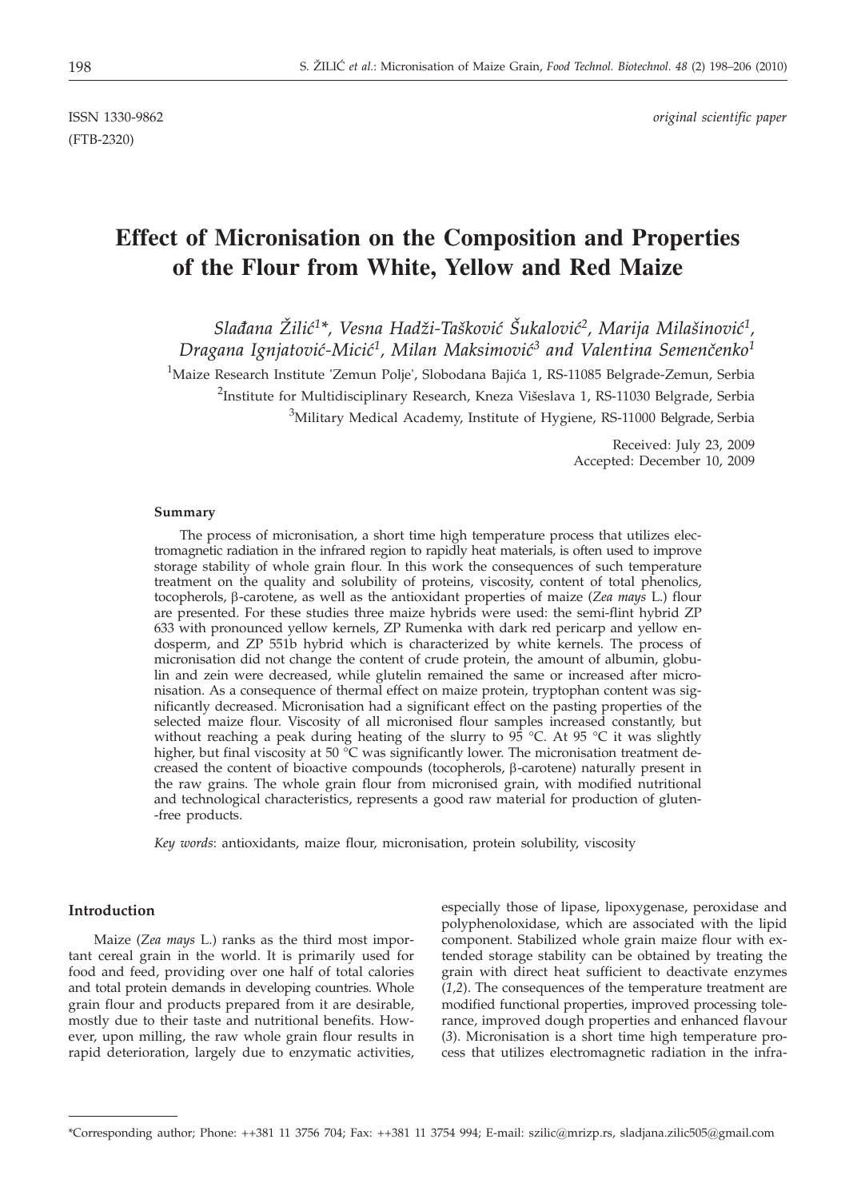ISSN 1330-9862 *original scientific paper*

(FTB-2320)

# Effect of Micronisation on the Composition and Properties of the Flour from White, Yellow and Red Maize

*Slađana Žilić[1]\*, Vesna Hadži-Tašković Šukalović[2], Marija Milašinović[1], Dragana Ignjatović-Micić[1], Milan Maksimović[3] and Valentina Semenčenko[1]*

[1]Maize Research Institute 'Zemun Polje', Slobodana Bajića 1, RS-11085 Belgrade-Zemun, Serbia

[2]Institute for Multidisciplinary Research, Kneza Višeslava 1, RS-11030 Belgrade, Serbia

[3]Military Medical Academy, Institute of Hygiene, RS-11000 Belgrade, Serbia

Received: July 23, 2009
Accepted: December 10, 2009

#### Summary

The process of micronisation, a short time high temperature process that utilizes electromagnetic radiation in the infrared region to rapidly heat materials, is often used to improve storage stability of whole grain flour. In this work the consequences of such temperature treatment on the quality and solubility of proteins, viscosity, content of total phenolics, tocopherols, β-carotene, as well as the antioxidant properties of maize (*Zea mays* L.) flour are presented. For these studies three maize hybrids were used: the semi-flint hybrid ZP 633 with pronounced yellow kernels, ZP Rumenka with dark red pericarp and yellow endosperm, and ZP 551b hybrid which is characterized by white kernels. The process of micronisation did not change the content of crude protein, the amount of albumin, globulin and zein were decreased, while glutelin remained the same or increased after micronisation. As a consequence of thermal effect on maize protein, tryptophan content was significantly decreased. Micronisation had a significant effect on the pasting properties of the selected maize flour. Viscosity of all micronised flour samples increased constantly, but without reaching a peak during heating of the slurry to 95 °C. At 95 °C it was slightly higher, but final viscosity at 50 °C was significantly lower. The micronisation treatment decreased the content of bioactive compounds (tocopherols, β-carotene) naturally present in the raw grains. The whole grain flour from micronised grain, with modified nutritional and technological characteristics, represents a good raw material for production of gluten-free products.

*Key words*: antioxidants, maize flour, micronisation, protein solubility, viscosity

#### Introduction

Maize (*Zea mays* L.) ranks as the third most important cereal grain in the world. It is primarily used for food and feed, providing over one half of total calories and total protein demands in developing countries. Whole grain flour and products prepared from it are desirable, mostly due to their taste and nutritional benefits. However, upon milling, the raw whole grain flour results in rapid deterioration, largely due to enzymatic activities, especially those of lipase, lipoxygenase, peroxidase and polyphenoloxidase, which are associated with the lipid component. Stabilized whole grain maize flour with extended storage stability can be obtained by treating the grain with direct heat sufficient to deactivate enzymes (*1,2*). The consequences of the temperature treatment are modified functional properties, improved processing tolerance, improved dough properties and enhanced flavour (*3*). Micronisation is a short time high temperature process that utilizes electromagnetic radiation in the infra-

\*Corresponding author; Phone: ++381 11 3756 704; Fax: ++381 11 3754 994; E-mail: szilic@mrizp.rs, sladjana.zilic505@gmail.com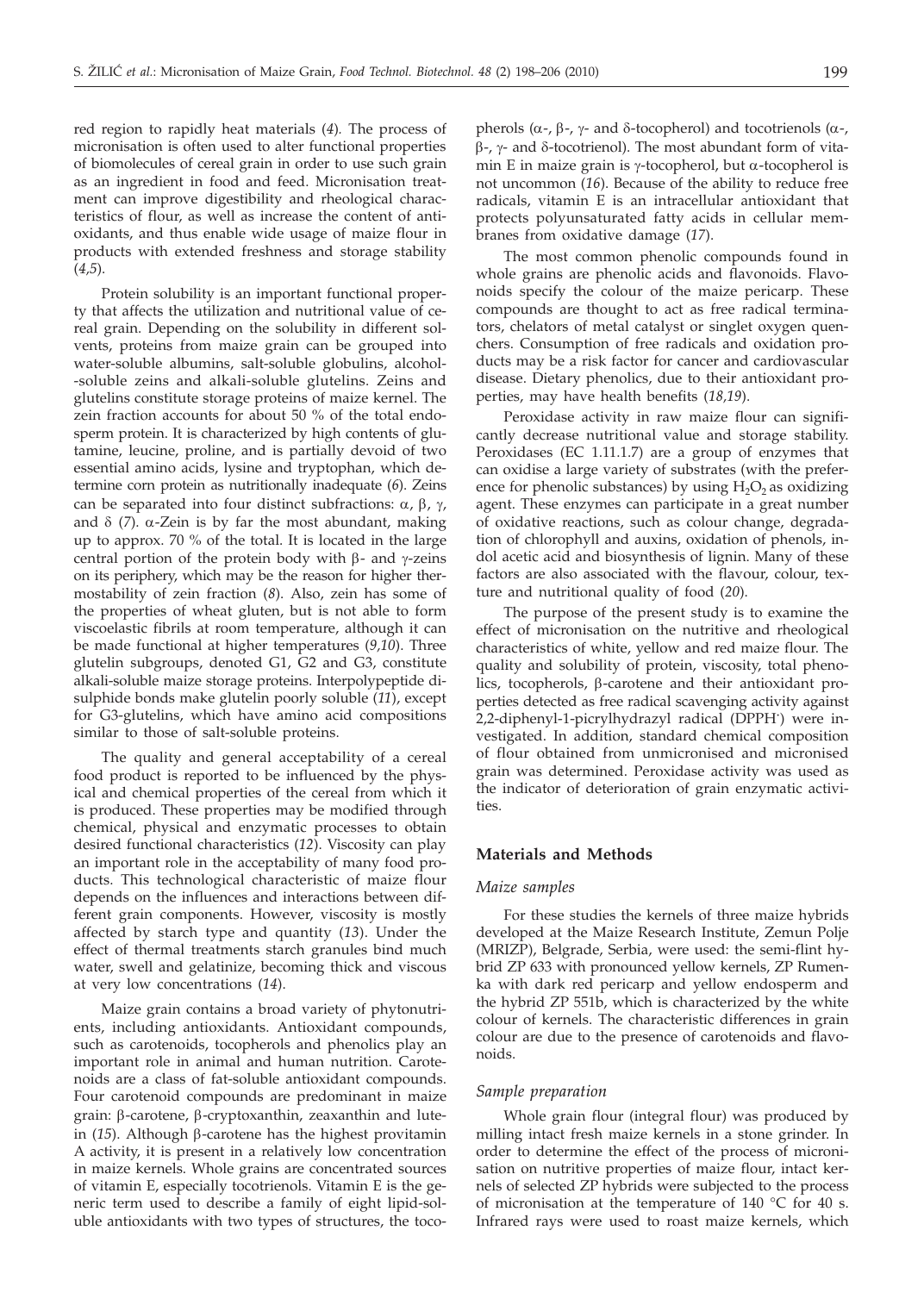red region to rapidly heat materials (*4*). The process of micronisation is often used to alter functional properties of biomolecules of cereal grain in order to use such grain as an ingredient in food and feed. Micronisation treatment can improve digestibility and rheological characteristics of flour, as well as increase the content of antioxidants, and thus enable wide usage of maize flour in products with extended freshness and storage stability (*4,5*).

Protein solubility is an important functional property that affects the utilization and nutritional value of cereal grain. Depending on the solubility in different solvents, proteins from maize grain can be grouped into water-soluble albumins, salt-soluble globulins, alcohol-soluble zeins and alkali-soluble glutelins. Zeins and glutelins constitute storage proteins of maize kernel. The zein fraction accounts for about 50 % of the total endosperm protein. It is characterized by high contents of glutamine, leucine, proline, and is partially devoid of two essential amino acids, lysine and tryptophan, which determine corn protein as nutritionally inadequate (*6*). Zeins can be separated into four distinct subfractions: α, β, γ, and δ (*7*). α-Zein is by far the most abundant, making up to approx. 70 % of the total. It is located in the large central portion of the protein body with β- and γ-zeins on its periphery, which may be the reason for higher thermostability of zein fraction (*8*). Also, zein has some of the properties of wheat gluten, but is not able to form viscoelastic fibrils at room temperature, although it can be made functional at higher temperatures (*9,10*). Three glutelin subgroups, denoted G1, G2 and G3, constitute alkali-soluble maize storage proteins. Interpolypeptide disulphide bonds make glutelin poorly soluble (*11*), except for G3-glutelins, which have amino acid compositions similar to those of salt-soluble proteins.

The quality and general acceptability of a cereal food product is reported to be influenced by the physical and chemical properties of the cereal from which it is produced. These properties may be modified through chemical, physical and enzymatic processes to obtain desired functional characteristics (*12*). Viscosity can play an important role in the acceptability of many food products. This technological characteristic of maize flour depends on the influences and interactions between different grain components. However, viscosity is mostly affected by starch type and quantity (*13*). Under the effect of thermal treatments starch granules bind much water, swell and gelatinize, becoming thick and viscous at very low concentrations (*14*).

Maize grain contains a broad variety of phytonutrients, including antioxidants. Antioxidant compounds, such as carotenoids, tocopherols and phenolics play an important role in animal and human nutrition. Carotenoids are a class of fat-soluble antioxidant compounds. Four carotenoid compounds are predominant in maize grain: β-carotene, β-cryptoxanthin, zeaxanthin and lutein (*15*). Although β-carotene has the highest provitamin A activity, it is present in a relatively low concentration in maize kernels. Whole grains are concentrated sources of vitamin E, especially tocotrienols. Vitamin E is the generic term used to describe a family of eight lipid-soluble antioxidants with two types of structures, the tocopherols (α-, β-, γ- and δ-tocopherol) and tocotrienols (α-, β-, γ- and δ-tocotrienol). The most abundant form of vitamin E in maize grain is γ-tocopherol, but α-tocopherol is not uncommon (*16*). Because of the ability to reduce free radicals, vitamin E is an intracellular antioxidant that protects polyunsaturated fatty acids in cellular membranes from oxidative damage (*17*).

The most common phenolic compounds found in whole grains are phenolic acids and flavonoids. Flavonoids specify the colour of the maize pericarp. These compounds are thought to act as free radical terminators, chelators of metal catalyst or singlet oxygen quenchers. Consumption of free radicals and oxidation products may be a risk factor for cancer and cardiovascular disease. Dietary phenolics, due to their antioxidant properties, may have health benefits (*18,19*).

Peroxidase activity in raw maize flour can significantly decrease nutritional value and storage stability. Peroxidases (EC 1.11.1.7) are a group of enzymes that can oxidise a large variety of substrates (with the preference for phenolic substances) by using $H_2O_2$ as oxidizing agent. These enzymes can participate in a great number of oxidative reactions, such as colour change, degradation of chlorophyll and auxins, oxidation of phenols, indol acetic acid and biosynthesis of lignin. Many of these factors are also associated with the flavour, colour, texture and nutritional quality of food (*20*).

The purpose of the present study is to examine the effect of micronisation on the nutritive and rheological characteristics of white, yellow and red maize flour. The quality and solubility of protein, viscosity, total phenolics, tocopherols, β-carotene and their antioxidant properties detected as free radical scavenging activity against 2,2-diphenyl-1-picrylhydrazyl radical (DPPH$^{\cdot}$) were investigated. In addition, standard chemical composition of flour obtained from unmicronised and micronised grain was determined. Peroxidase activity was used as the indicator of deterioration of grain enzymatic activities.

## Materials and Methods

### *Maize samples*

For these studies the kernels of three maize hybrids developed at the Maize Research Institute, Zemun Polje (MRIZP), Belgrade, Serbia, were used: the semi-flint hybrid ZP 633 with pronounced yellow kernels, ZP Rumenka with dark red pericarp and yellow endosperm and the hybrid ZP 551b, which is characterized by the white colour of kernels. The characteristic differences in grain colour are due to the presence of carotenoids and flavonoids.

### *Sample preparation*

Whole grain flour (integral flour) was produced by milling intact fresh maize kernels in a stone grinder. In order to determine the effect of the process of micronisation on nutritive properties of maize flour, intact kernels of selected ZP hybrids were subjected to the process of micronisation at the temperature of 140 °C for 40 s. Infrared rays were used to roast maize kernels, which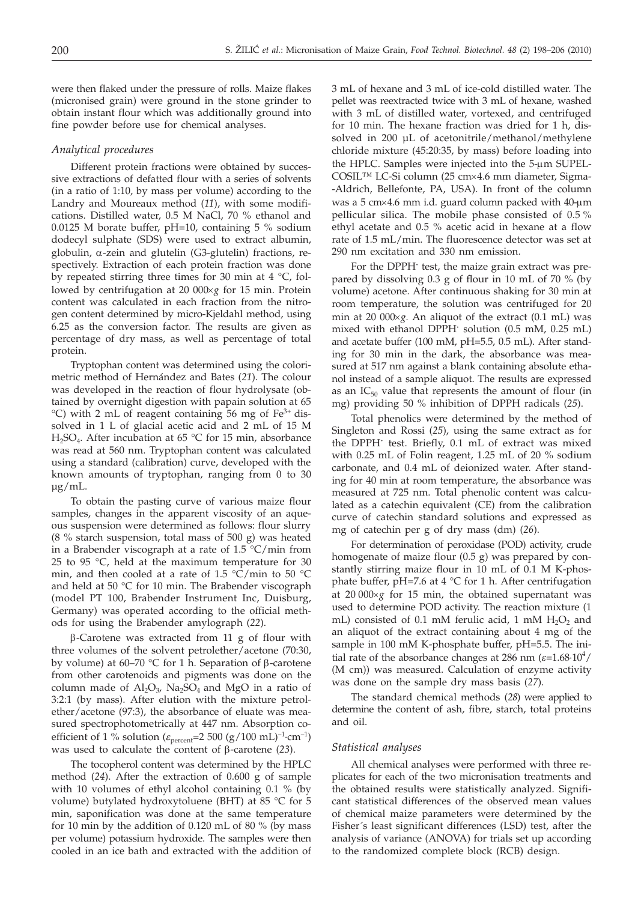were then flaked under the pressure of rolls. Maize flakes (micronised grain) were ground in the stone grinder to obtain instant flour which was additionally ground into fine powder before use for chemical analyses.

### *Analytical procedures*

Different protein fractions were obtained by successive extractions of defatted flour with a series of solvents (in a ratio of 1:10, by mass per volume) according to the Landry and Moureaux method (*11*), with some modifications. Distilled water, 0.5 M NaCl, 70 % ethanol and 0.0125 M borate buffer, pH=10, containing 5 % sodium dodecyl sulphate (SDS) were used to extract albumin, globulin, α-zein and glutelin (G3-glutelin) fractions, respectively. Extraction of each protein fraction was done by repeated stirring three times for 30 min at 4 °C, followed by centrifugation at 20 000×*g* for 15 min. Protein content was calculated in each fraction from the nitrogen content determined by micro-Kjeldahl method, using 6.25 as the conversion factor. The results are given as percentage of dry mass, as well as percentage of total protein.

Tryptophan content was determined using the colorimetric method of Hernández and Bates (*21*). The colour was developed in the reaction of flour hydrolysate (obtained by overnight digestion with papain solution at 65 °C) with 2 mL of reagent containing 56 mg of $Fe^{3+}$ dissolved in 1 L of glacial acetic acid and 2 mL of 15 M $H_2SO_4$. After incubation at 65 °C for 15 min, absorbance was read at 560 nm. Tryptophan content was calculated using a standard (calibration) curve, developed with the known amounts of tryptophan, ranging from 0 to 30 μg/mL.

To obtain the pasting curve of various maize flour samples, changes in the apparent viscosity of an aqueous suspension were determined as follows: flour slurry (8 % starch suspension, total mass of 500 g) was heated in a Brabender viscograph at a rate of 1.5 °C/min from 25 to 95 °C, held at the maximum temperature for 30 min, and then cooled at a rate of 1.5 °C/min to 50 °C and held at 50 °C for 10 min. The Brabender viscograph (model PT 100, Brabender Instrument Inc, Duisburg, Germany) was operated according to the official methods for using the Brabender amylograph (*22*).

β-Carotene was extracted from 11 g of flour with three volumes of the solvent petrolether/acetone (70:30, by volume) at 60–70 °C for 1 h. Separation of β-carotene from other carotenoids and pigments was done on the column made of $Al_2O_3$, $Na_2SO_4$ and MgO in a ratio of 3:2:1 (by mass). After elution with the mixture petrolether/acetone (97:3), the absorbance of eluate was measured spectrophotometrically at 447 nm. Absorption coefficient of 1 % solution ($\varepsilon_{percent}$=2 500 $(g/100\ mL)^{-1}\cdot cm^{-1}$) was used to calculate the content of β-carotene (*23*).

The tocopherol content was determined by the HPLC method (*24*). After the extraction of 0.600 g of sample with 10 volumes of ethyl alcohol containing 0.1 % (by volume) butylated hydroxytoluene (BHT) at 85 °C for 5 min, saponification was done at the same temperature for 10 min by the addition of 0.120 mL of 80 % (by mass per volume) potassium hydroxide. The samples were then cooled in an ice bath and extracted with the addition of 3 mL of hexane and 3 mL of ice-cold distilled water. The pellet was reextracted twice with 3 mL of hexane, washed with 3 mL of distilled water, vortexed, and centrifuged for 10 min. The hexane fraction was dried for 1 h, dissolved in 200 μL of acetonitrile/methanol/methylene chloride mixture (45:20:35, by mass) before loading into the HPLC. Samples were injected into the 5-μm SUPELCOSIL™ LC-Si column (25 cm×4.6 mm diameter, Sigma-Aldrich, Bellefonte, PA, USA). In front of the column was a 5 cm×4.6 mm i.d. guard column packed with 40-μm pellicular silica. The mobile phase consisted of 0.5 % ethyl acetate and 0.5 % acetic acid in hexane at a flow rate of 1.5 mL/min. The fluorescence detector was set at 290 nm excitation and 330 nm emission.

For the DPPH· test, the maize grain extract was prepared by dissolving 0.3 g of flour in 10 mL of 70 % (by volume) acetone. After continuous shaking for 30 min at room temperature, the solution was centrifuged for 20 min at 20 000×*g*. An aliquot of the extract (0.1 mL) was mixed with ethanol DPPH· solution (0.5 mM, 0.25 mL) and acetate buffer (100 mM, pH=5.5, 0.5 mL). After standing for 30 min in the dark, the absorbance was measured at 517 nm against a blank containing absolute ethanol instead of a sample aliquot. The results are expressed as an $IC_{50}$ value that represents the amount of flour (in mg) providing 50 % inhibition of DPPH radicals (*25*).

Total phenolics were determined by the method of Singleton and Rossi (*25*), using the same extract as for the DPPH· test. Briefly, 0.1 mL of extract was mixed with 0.25 mL of Folin reagent, 1.25 mL of 20 % sodium carbonate, and 0.4 mL of deionized water. After standing for 40 min at room temperature, the absorbance was measured at 725 nm. Total phenolic content was calculated as a catechin equivalent (CE) from the calibration curve of catechin standard solutions and expressed as mg of catechin per g of dry mass (dm) (*26*).

For determination of peroxidase (POD) activity, crude homogenate of maize flour (0.5 g) was prepared by constantly stirring maize flour in 10 mL of 0.1 M K-phosphate buffer, pH=7.6 at 4 °C for 1 h. After centrifugation at 20 000×*g* for 15 min, the obtained supernatant was used to determine POD activity. The reaction mixture (1 mL) consisted of 0.1 mM ferulic acid, 1 mM $H_2O_2$ and an aliquot of the extract containing about 4 mg of the sample in 100 mM K-phosphate buffer, pH=5.5. The initial rate of the absorbance changes at 286 nm ($\varepsilon=1.68\cdot10^4$/(M cm)) was measured. Calculation of enzyme activity was done on the sample dry mass basis (*27*).

The standard chemical methods (*28*) were applied to determine the content of ash, fibre, starch, total proteins and oil.

### *Statistical analyses*

All chemical analyses were performed with three replicates for each of the two micronisation treatments and the obtained results were statistically analyzed. Significant statistical differences of the observed mean values of chemical maize parameters were determined by the Fisher´s least significant differences (LSD) test, after the analysis of variance (ANOVA) for trials set up according to the randomized complete block (RCB) design.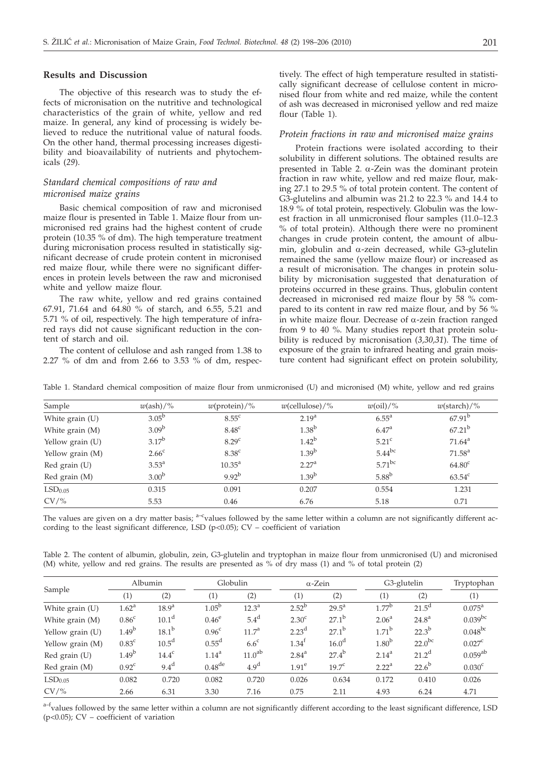## Results and Discussion

The objective of this research was to study the effects of micronisation on the nutritive and technological characteristics of the grain of white, yellow and red maize. In general, any kind of processing is widely believed to reduce the nutritional value of natural foods. On the other hand, thermal processing increases digestibility and bioavailability of nutrients and phytochemicals (*29*).

### *Standard chemical compositions of raw and micronised maize grains*

Basic chemical composition of raw and micronised maize flour is presented in Table 1. Maize flour from unmicronised red grains had the highest content of crude protein (10.35 % of dm). The high temperature treatment during micronisation process resulted in statistically significant decrease of crude protein content in micronised red maize flour, while there were no significant differences in protein levels between the raw and micronised white and yellow maize flour.

The raw white, yellow and red grains contained 67.91, 71.64 and 64.80 % of starch, and 6.55, 5.21 and 5.71 % of oil, respectively. The high temperature of infrared rays did not cause significant reduction in the content of starch and oil.

The content of cellulose and ash ranged from 1.38 to 2.27 % of dm and from 2.66 to 3.53 % of dm, respectively. The effect of high temperature resulted in statistically significant decrease of cellulose content in micronised flour from white and red maize, while the content of ash was decreased in micronised yellow and red maize flour (Table 1).

### *Protein fractions in raw and micronised maize grains*

Protein fractions were isolated according to their solubility in different solutions. The obtained results are presented in Table 2. α-Zein was the dominant protein fraction in raw white, yellow and red maize flour, making 27.1 to 29.5 % of total protein content. The content of G3-glutelins and albumin was 21.2 to 22.3 % and 14.4 to 18.9 % of total protein, respectively. Globulin was the lowest fraction in all unmicronised flour samples (11.0–12.3 % of total protein). Although there were no prominent changes in crude protein content, the amount of albumin, globulin and α-zein decreased, while G3-glutelin remained the same (yellow maize flour) or increased as a result of micronisation. The changes in protein solubility by micronisation suggested that denaturation of proteins occurred in these grains. Thus, globulin content decreased in micronised red maize flour by 58 % compared to its content in raw red maize flour, and by 56 % in white maize flour. Decrease of α-zein fraction ranged from 9 to 40 %. Many studies report that protein solubility is reduced by micronisation (*3,30,31*). The time of exposure of the grain to infrared heating and grain moisture content had significant effect on protein solubility,

Table 1. Standard chemical composition of maize flour from unmicronised (U) and micronised (M) white, yellow and red grains

| Sample | $w$(ash)/% | $w$(protein)/% | $w$(cellulose)/% | $w$(oil)/% | $w$(starch)/% |
|---|---|---|---|---|---|
| White grain (U) | $3.05^{b}$ | $8.55^{c}$ | $2.19^{a}$ | $6.55^{a}$ | $67.91^{b}$ |
| White grain (M) | $3.09^{b}$ | $8.48^{c}$ | $1.38^{b}$ | $6.47^{a}$ | $67.21^{b}$ |
| Yellow grain (U) | $3.17^{b}$ | $8.29^{c}$ | $1.42^{b}$ | $5.21^{c}$ | $71.64^{a}$ |
| Yellow grain (M) | $2.66^{c}$ | $8.38^{c}$ | $1.39^{b}$ | $5.44^{bc}$ | $71.58^{a}$ |
| Red grain (U) | $3.53^{a}$ | $10.35^{a}$ | $2.27^{a}$ | $5.71^{bc}$ | $64.80^{c}$ |
| Red grain (M) | $3.00^{b}$ | $9.92^{b}$ | $1.39^{b}$ | $5.88^{b}$ | $63.54^{c}$ |
| $LSD_{0.05}$ | 0.315 | 0.091 | 0.207 | 0.554 | 1.231 |
| CV/% | 5.53 | 0.46 | 6.76 | 5.18 | 0.71 |

The values are given on a dry matter basis; [a–c]values followed by the same letter within a column are not significantly different according to the least significant difference, LSD ($p<0.05$); CV – coefficient of variation

Table 2. The content of albumin, globulin, zein, G3-glutelin and tryptophan in maize flour from unmicronised (U) and micronised (M) white, yellow and red grains. The results are presented as % of dry mass (1) and % of total protein (2)

| Sample | Albumin | | Globulin | | α-Zein | | G3-glutelin | | Tryptophan |
|---|---|---|---|---|---|---|---|---|---|
| | (1) | (2) | (1) | (2) | (1) | (2) | (1) | (2) | (1) |
| White grain (U) | $1.62^{a}$ | $18.9^{a}$ | $1.05^{b}$ | $12.3^{a}$ | $2.52^{b}$ | $29.5^{a}$ | $1.77^{b}$ | $21.5^{d}$ | $0.075^{a}$ |
| White grain (M) | $0.86^{c}$ | $10.1^{d}$ | $0.46^{e}$ | $5.4^{d}$ | $2.30^{c}$ | $27.1^{b}$ | $2.06^{a}$ | $24.8^{a}$ | $0.039^{bc}$ |
| Yellow grain (U) | $1.49^{b}$ | $18.1^{b}$ | $0.96^{c}$ | $11.7^{a}$ | $2.23^{d}$ | $27.1^{b}$ | $1.71^{b}$ | $22.3^{b}$ | $0.048^{bc}$ |
| Yellow grain (M) | $0.83^{c}$ | $10.5^{d}$ | $0.55^{d}$ | $6.6^{c}$ | $1.34^{f}$ | $16.0^{d}$ | $1.80^{b}$ | $22.0^{bc}$ | $0.027^{c}$ |
| Red grain (U) | $1.49^{b}$ | $14.4^{c}$ | $1.14^{a}$ | $11.0^{ab}$ | $2.84^{a}$ | $27.4^{b}$ | $2.14^{a}$ | $21.2^{d}$ | $0.059^{ab}$ |
| Red grain (M) | $0.92^{c}$ | $9.4^{d}$ | $0.48^{de}$ | $4.9^{d}$ | $1.91^{e}$ | $19.7^{c}$ | $2.22^{a}$ | $22.6^{b}$ | $0.030^{c}$ |
| $LSD_{0.05}$ | 0.082 | 0.720 | 0.082 | 0.720 | 0.026 | 0.634 | 0.172 | 0.410 | 0.026 |
| CV/% | 2.66 | 6.31 | 3.30 | 7.16 | 0.75 | 2.11 | 4.93 | 6.24 | 4.71 |

[a–f]values followed by the same letter within a column are not significantly different according to the least significant difference, LSD ($p<0.05$); CV – coefficient of variation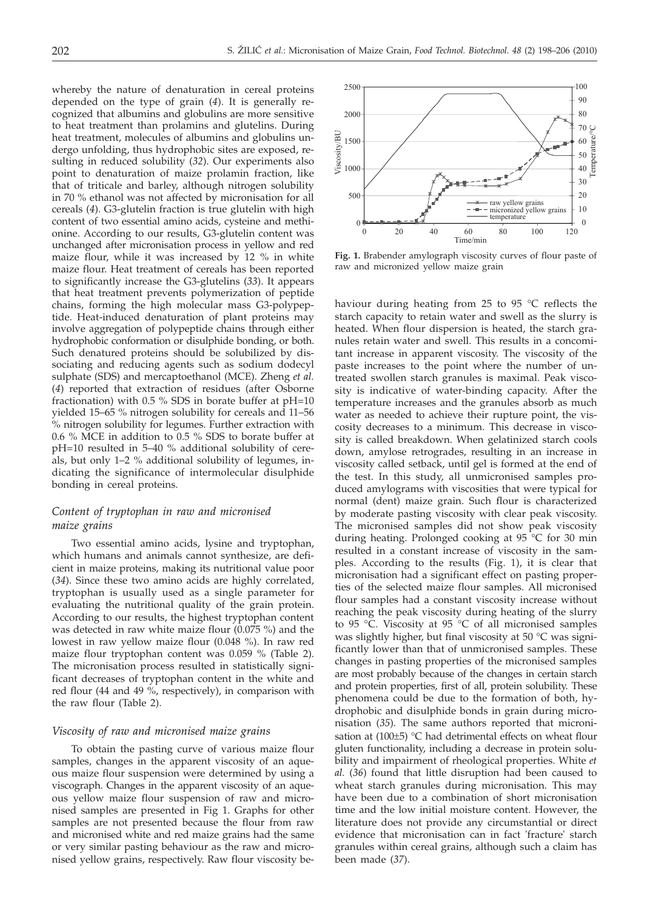whereby the nature of denaturation in cereal proteins depended on the type of grain (*4*). It is generally recognized that albumins and globulins are more sensitive to heat treatment than prolamins and glutelins. During heat treatment, molecules of albumins and globulins undergo unfolding, thus hydrophobic sites are exposed, resulting in reduced solubility (*32*). Our experiments also point to denaturation of maize prolamin fraction, like that of triticale and barley, although nitrogen solubility in 70 % ethanol was not affected by micronisation for all cereals (*4*). G3-glutelin fraction is true glutelin with high content of two essential amino acids, cysteine and methionine. According to our results, G3-glutelin content was unchanged after micronisation process in yellow and red maize flour, while it was increased by 12 % in white maize flour. Heat treatment of cereals has been reported to significantly increase the G3-glutelins (*33*). It appears that heat treatment prevents polymerization of peptide chains, forming the high molecular mass G3-polypeptide. Heat-induced denaturation of plant proteins may involve aggregation of polypeptide chains through either hydrophobic conformation or disulphide bonding, or both. Such denatured proteins should be solubilized by dissociating and reducing agents such as sodium dodecyl sulphate (SDS) and mercaptoethanol (MCE). Zheng *et al.* (*4*) reported that extraction of residues (after Osborne fractionation) with 0.5 % SDS in borate buffer at pH=10 yielded 15–65 % nitrogen solubility for cereals and 11–56 % nitrogen solubility for legumes. Further extraction with 0.6 % MCE in addition to 0.5 % SDS to borate buffer at pH=10 resulted in 5–40 % additional solubility of cereals, but only 1–2 % additional solubility of legumes, indicating the significance of intermolecular disulphide bonding in cereal proteins.

### *Content of tryptophan in raw and micronised maize grains*

Two essential amino acids, lysine and tryptophan, which humans and animals cannot synthesize, are deficient in maize proteins, making its nutritional value poor (*34*). Since these two amino acids are highly correlated, tryptophan is usually used as a single parameter for evaluating the nutritional quality of the grain protein. According to our results, the highest tryptophan content was detected in raw white maize flour (0.075 %) and the lowest in raw yellow maize flour (0.048 %). In raw red maize flour tryptophan content was 0.059 % (Table 2). The micronisation process resulted in statistically significant decreases of tryptophan content in the white and red flour (44 and 49 %, respectively), in comparison with the raw flour (Table 2).

### *Viscosity of raw and micronised maize grains*

To obtain the pasting curve of various maize flour samples, changes in the apparent viscosity of an aqueous maize flour suspension were determined by using a viscograph. Changes in the apparent viscosity of an aqueous yellow maize flour suspension of raw and micronised samples are presented in Fig 1. Graphs for other samples are not presented because the flour from raw and micronised white and red maize grains had the same or very similar pasting behaviour as the raw and micronised yellow grains, respectively. Raw flour viscosity behaviour during heating from 25 to 95 °C reflects the starch capacity to retain water and swell as the slurry is heated. When flour dispersion is heated, the starch granules retain water and swell. This results in a concomitant increase in apparent viscosity. The viscosity of the paste increases to the point where the number of untreated swollen starch granules is maximal. Peak viscosity is indicative of water-binding capacity. After the temperature increases and the granules absorb as much water as needed to achieve their rupture point, the viscosity decreases to a minimum. This decrease in viscosity is called breakdown. When gelatinized starch cools down, amylose retrogrades, resulting in an increase in viscosity called setback, until gel is formed at the end of the test. In this study, all unmicronised samples produced amylograms with viscosities that were typical for normal (dent) maize grain. Such flour is characterized by moderate pasting viscosity with clear peak viscosity. The micronised samples did not show peak viscosity during heating. Prolonged cooking at 95 °C for 30 min resulted in a constant increase of viscosity in the samples. According to the results (Fig. 1), it is clear that micronisation had a significant effect on pasting properties of the selected maize flour samples. All micronised flour samples had a constant viscosity increase without reaching the peak viscosity during heating of the slurry to 95 °C. Viscosity at 95 °C of all micronised samples was slightly higher, but final viscosity at 50 °C was significantly lower than that of unmicronised samples. These changes in pasting properties of the micronised samples are most probably because of the changes in certain starch and protein properties, first of all, protein solubility. These phenomena could be due to the formation of both, hydrophobic and disulphide bonds in grain during micronisation (*35*). The same authors reported that micronisation at (100±5) °C had detrimental effects on wheat flour gluten functionality, including a decrease in protein solubility and impairment of rheological properties. White *et al.* (*36*) found that little disruption had been caused to wheat starch granules during micronisation. This may have been due to a combination of short micronisation time and the low initial moisture content. However, the literature does not provide any circumstantial or direct evidence that micronisation can in fact 'fracture' starch granules within cereal grains, although such a claim has been made (*37*).

**Fig. 1.** Brabender amylograph viscosity curves of flour paste of raw and micronized yellow maize grain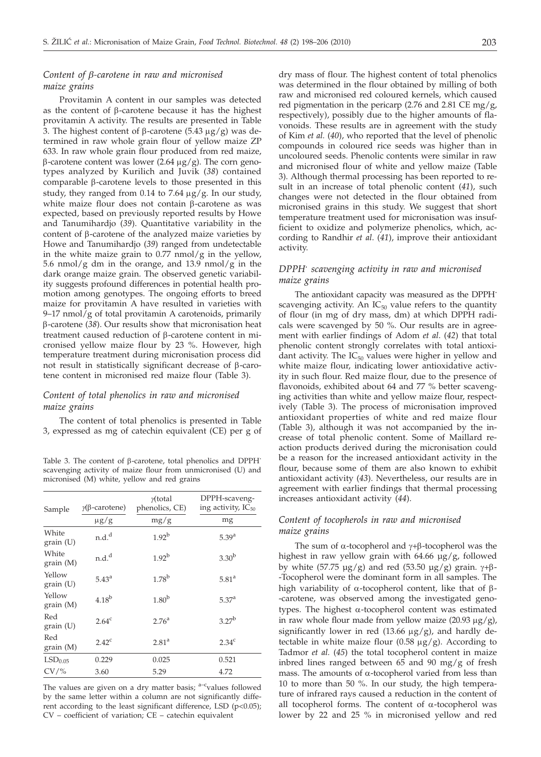### *Content of β-carotene in raw and micronised maize grains*

Provitamin A content in our samples was detected as the content of β-carotene because it has the highest provitamin A activity. The results are presented in Table 3. The highest content of β-carotene (5.43 μg/g) was determined in raw whole grain flour of yellow maize ZP 633. In raw whole grain flour produced from red maize, β-carotene content was lower (2.64 μg/g). The corn genotypes analyzed by Kurilich and Juvik (*38*) contained comparable β-carotene levels to those presented in this study, they ranged from 0.14 to 7.64 μg/g. In our study, white maize flour does not contain β-carotene as was expected, based on previously reported results by Howe and Tanumihardjo (*39*). Quantitative variability in the content of β-carotene of the analyzed maize varieties by Howe and Tanumihardjo (*39*) ranged from undetectable in the white maize grain to 0.77 nmol/g in the yellow, 5.6 nmol/g dm in the orange, and 13.9 nmol/g in the dark orange maize grain. The observed genetic variability suggests profound differences in potential health promotion among genotypes. The ongoing efforts to breed maize for provitamin A have resulted in varieties with 9–17 nmol/g of total provitamin A carotenoids, primarily β-carotene (*38*). Our results show that micronisation heat treatment caused reduction of β-carotene content in micronised yellow maize flour by 23 %. However, high temperature treatment during micronisation process did not result in statistically significant decrease of β-carotene content in micronised red maize flour (Table 3).

### *Content of total phenolics in raw and micronised maize grains*

The content of total phenolics is presented in Table 3, expressed as mg of catechin equivalent (CE) per g of dry mass of flour. The highest content of total phenolics was determined in the flour obtained by milling of both raw and micronised red coloured kernels, which caused red pigmentation in the pericarp (2.76 and 2.81 CE mg/g, respectively), possibly due to the higher amounts of flavonoids. These results are in agreement with the study of Kim *et al.* (*40*), who reported that the level of phenolic compounds in coloured rice seeds was higher than in uncoloured seeds. Phenolic contents were similar in raw and micronised flour of white and yellow maize (Table 3). Although thermal processing has been reported to result in an increase of total phenolic content (*41*), such changes were not detected in the flour obtained from micronised grains in this study. We suggest that short temperature treatment used for micronisation was insufficient to oxidize and polymerize phenolics, which, according to Randhir *et al*. (*41*), improve their antioxidant activity.

Table 3. The content of β-carotene, total phenolics and DPPH· scavenging activity of maize flour from unmicronised (U) and micronised (M) white, yellow and red grains

| Sample | γ(β-carotene) | γ(total phenolics, CE) | DPPH-scavenging activity, $IC_{50}$ |
|---|---|---|---|
| | μg/g | mg/g | mg |
| White grain (U) | n.d.$^{d}$ | 1.92$^{b}$ | 5.39$^{a}$ |
| White grain (M) | n.d.$^{d}$ | 1.92$^{b}$ | 3.30$^{b}$ |
| Yellow grain (U) | 5.43$^{a}$ | 1.78$^{b}$ | 5.81$^{a}$ |
| Yellow grain (M) | 4.18$^{b}$ | 1.80$^{b}$ | 5.37$^{a}$ |
| Red grain (U) | 2.64$^{c}$ | 2.76$^{a}$ | 3.27$^{b}$ |
| Red grain (M) | 2.42$^{c}$ | 2.81$^{a}$ | 2.34$^{c}$ |
| $LSD_{0.05}$ | 0.229 | 0.025 | 0.521 |
| CV/% | 3.60 | 5.29 | 4.72 |

The values are given on a dry matter basis; $^{a-c}$values followed by the same letter within a column are not significantly different according to the least significant difference, LSD ($p<0.05$); CV – coefficient of variation; CE – catechin equivalent

### *DPPH· scavenging activity in raw and micronised maize grains*

The antioxidant capacity was measured as the DPPH· scavenging activity. An $IC_{50}$ value refers to the quantity of flour (in mg of dry mass, dm) at which DPPH radicals were scavenged by 50 %. Our results are in agreement with earlier findings of Adom *et al.* (*42*) that total phenolic content strongly correlates with total antioxidant activity. The $IC_{50}$ values were higher in yellow and white maize flour, indicating lower antioxidative activity in such flour. Red maize flour, due to the presence of flavonoids, exhibited about 64 and 77 % better scavenging activities than white and yellow maize flour, respectively (Table 3). The process of micronisation improved antioxidant properties of white and red maize flour (Table 3), although it was not accompanied by the increase of total phenolic content. Some of Maillard reaction products derived during the micronisation could be a reason for the increased antioxidant activity in the flour, because some of them are also known to exhibit antioxidant activity (*43*). Nevertheless, our results are in agreement with earlier findings that thermal processing increases antioxidant activity (*44*).

### *Content of tocopherols in raw and micronised maize grains*

The sum of α-tocopherol and γ+β-tocopherol was the highest in raw yellow grain with 64.66 μg/g, followed by white (57.75 μg/g) and red (53.50 μg/g) grain. γ+β-Tocopherol were the dominant form in all samples. The high variability of α-tocopherol content, like that of β-carotene, was observed among the investigated genotypes. The highest α-tocopherol content was estimated in raw whole flour made from yellow maize (20.93 μg/g), significantly lower in red (13.66 μg/g), and hardly detectable in white maize flour (0.58 μg/g). According to Tadmor *et al.* (*45*) the total tocopherol content in maize inbred lines ranged between 65 and 90 mg/g of fresh mass. The amounts of α-tocopherol varied from less than 10 to more than 50 %. In our study, the high temperature of infrared rays caused a reduction in the content of all tocopherol forms. The content of α-tocopherol was lower by 22 and 25 % in micronised yellow and red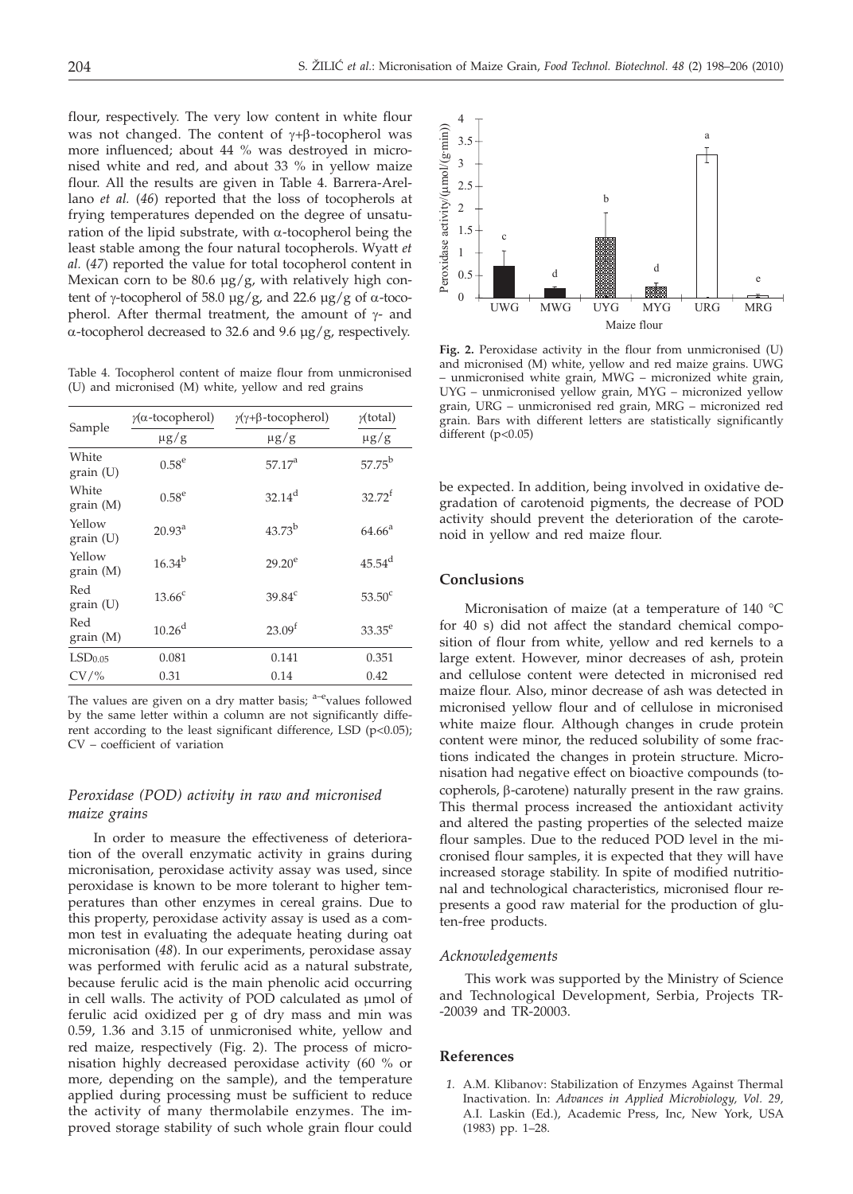flour, respectively. The very low content in white flour was not changed. The content of γ+β-tocopherol was more influenced; about 44 % was destroyed in micronised white and red, and about 33 % in yellow maize flour. All the results are given in Table 4. Barrera-Arellano *et al.* (*46*) reported that the loss of tocopherols at frying temperatures depended on the degree of unsaturation of the lipid substrate, with α-tocopherol being the least stable among the four natural tocopherols. Wyatt *et al.* (*47*) reported the value for total tocopherol content in Mexican corn to be 80.6 μg/g, with relatively high content of γ-tocopherol of 58.0 μg/g, and 22.6 μg/g of α-tocopherol. After thermal treatment, the amount of γ- and α-tocopherol decreased to 32.6 and 9.6 μg/g, respectively.

Table 4. Tocopherol content of maize flour from unmicronised (U) and micronised (M) white, yellow and red grains

| Sample | γ(α-tocopherol) | γ(γ+β-tocopherol) | γ(total) |
|---|---|---|---|
| | μg/g | μg/g | μg/g |
| White grain (U) | $0.58^{e}$ | $57.17^{a}$ | $57.75^{b}$ |
| White grain (M) | $0.58^{e}$ | $32.14^{d}$ | $32.72^{f}$ |
| Yellow grain (U) | $20.93^{a}$ | $43.73^{b}$ | $64.66^{a}$ |
| Yellow grain (M) | $16.34^{b}$ | $29.20^{e}$ | $45.54^{d}$ |
| Red grain (U) | $13.66^{c}$ | $39.84^{c}$ | $53.50^{c}$ |
| Red grain (M) | $10.26^{d}$ | $23.09^{f}$ | $33.35^{e}$ |
| $LSD_{0.05}$ | 0.081 | 0.141 | 0.351 |
| CV/% | 0.31 | 0.14 | 0.42 |

The values are given on a dry matter basis; [a–e]values followed by the same letter within a column are not significantly different according to the least significant difference, LSD ($p<0.05$); CV – coefficient of variation

### *Peroxidase (POD) activity in raw and micronised maize grains*

In order to measure the effectiveness of deterioration of the overall enzymatic activity in grains during micronisation, peroxidase activity assay was used, since peroxidase is known to be more tolerant to higher temperatures than other enzymes in cereal grains. Due to this property, peroxidase activity assay is used as a common test in evaluating the adequate heating during oat micronisation (*48*). In our experiments, peroxidase assay was performed with ferulic acid as a natural substrate, because ferulic acid is the main phenolic acid occurring in cell walls. The activity of POD calculated as μmol of ferulic acid oxidized per g of dry mass and min was 0.59, 1.36 and 3.15 of unmicronised white, yellow and red maize, respectively (Fig. 2). The process of micronisation highly decreased peroxidase activity (60 % or more, depending on the sample), and the temperature applied during processing must be sufficient to reduce the activity of many thermolabile enzymes. The improved storage stability of such whole grain flour could be expected. In addition, being involved in oxidative degradation of carotenoid pigments, the decrease of POD activity should prevent the deterioration of the carotenoid in yellow and red maize flour.

**Fig. 2.** Peroxidase activity in the flour from unmicronised (U) and micronised (M) white, yellow and red maize grains. UWG – unmicronised white grain, MWG – micronized white grain, UYG – unmicronised yellow grain, MYG – micronized yellow grain, URG – unmicronised red grain, MRG – micronized red grain. Bars with different letters are statistically significantly different ($p<0.05$)

## Conclusions

Micronisation of maize (at a temperature of 140 °C for 40 s) did not affect the standard chemical composition of flour from white, yellow and red kernels to a large extent. However, minor decreases of ash, protein and cellulose content were detected in micronised red maize flour. Also, minor decrease of ash was detected in micronised yellow flour and of cellulose in micronised white maize flour. Although changes in crude protein content were minor, the reduced solubility of some fractions indicated the changes in protein structure. Micronisation had negative effect on bioactive compounds (tocopherols, β-carotene) naturally present in the raw grains. This thermal process increased the antioxidant activity and altered the pasting properties of the selected maize flour samples. Due to the reduced POD level in the micronised flour samples, it is expected that they will have increased storage stability. In spite of modified nutritional and technological characteristics, micronised flour represents a good raw material for the production of gluten-free products.

### *Acknowledgements*

This work was supported by the Ministry of Science and Technological Development, Serbia, Projects TR-20039 and TR-20003.

## References

1. A.M. Klibanov: Stabilization of Enzymes Against Thermal Inactivation. In: *Advances in Applied Microbiology, Vol. 29*, A.I. Laskin (Ed.), Academic Press, Inc, New York, USA (1983) pp. 1–28.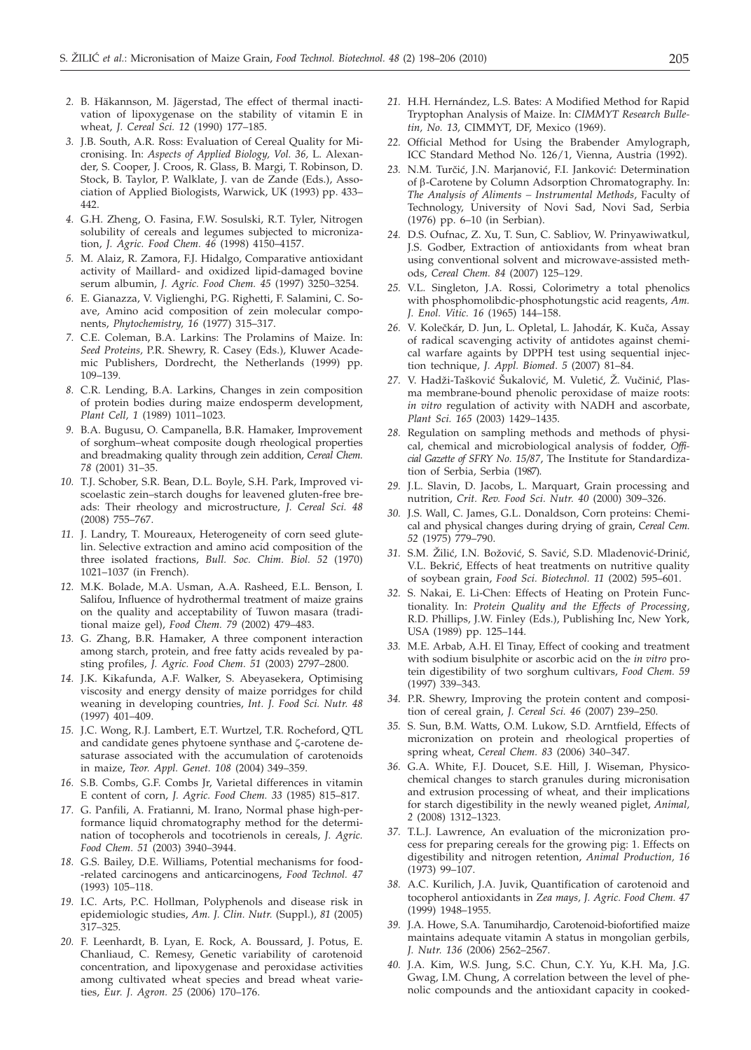2. B. Häkannson, M. Jägerstad, The effect of thermal inactivation of lipoxygenase on the stability of vitamin E in wheat, *J. Cereal Sci. 12* (1990) 177–185.
3. J.B. South, A.R. Ross: Evaluation of Cereal Quality for Micronising. In: *Aspects of Applied Biology, Vol. 36*, L. Alexander, S. Cooper, J. Croos, R. Glass, B. Margi, T. Robinson, D. Stock, B. Taylor, P. Walklate, J. van de Zande (Eds.), Association of Applied Biologists, Warwick, UK (1993) pp. 433–442.
4. G.H. Zheng, O. Fasina, F.W. Sosulski, R.T. Tyler, Nitrogen solubility of cereals and legumes subjected to micronization, *J. Agric. Food Chem. 46* (1998) 4150–4157.
5. M. Alaiz, R. Zamora, F.J. Hidalgo, Comparative antioxidant activity of Maillard- and oxidized lipid-damaged bovine serum albumin, *J. Agric. Food Chem. 45* (1997) 3250–3254.
6. E. Gianazza, V. Viglienghi, P.G. Righetti, F. Salamini, C. Soave, Amino acid composition of zein molecular components, *Phytochemistry, 16* (1977) 315–317.
7. C.E. Coleman, B.A. Larkins: The Prolamins of Maize. In: *Seed Proteins*, P.R. Shewry, R. Casey (Eds.), Kluwer Academic Publishers, Dordrecht, the Netherlands (1999) pp. 109–139.
8. C.R. Lending, B.A. Larkins, Changes in zein composition of protein bodies during maize endosperm development, *Plant Cell, 1* (1989) 1011–1023.
9. B.A. Bugusu, O. Campanella, B.R. Hamaker, Improvement of sorghum–wheat composite dough rheological properties and breadmaking quality through zein addition, *Cereal Chem. 78* (2001) 31–35.
10. T.J. Schober, S.R. Bean, D.L. Boyle, S.H. Park, Improved viscoelastic zein–starch doughs for leavened gluten-free breads: Their rheology and microstructure, *J. Cereal Sci. 48* (2008) 755–767.
11. J. Landry, T. Moureaux, Heterogeneity of corn seed glutelin. Selective extraction and amino acid composition of the three isolated fractions, *Bull. Soc. Chim. Biol. 52* (1970) 1021–1037 (in French).
12. M.K. Bolade, M.A. Usman, A.A. Rasheed, E.L. Benson, I. Salifou, Influence of hydrothermal treatment of maize grains on the quality and acceptability of Tuwon masara (traditional maize gel), *Food Chem. 79* (2002) 479–483.
13. G. Zhang, B.R. Hamaker, A three component interaction among starch, protein, and free fatty acids revealed by pasting profiles, *J. Agric. Food Chem. 51* (2003) 2797–2800.
14. J.K. Kikafunda, A.F. Walker, S. Abeyasekera, Optimising viscosity and energy density of maize porridges for child weaning in developing countries, *Int. J. Food Sci. Nutr. 48* (1997) 401–409.
15. J.C. Wong, R.J. Lambert, E.T. Wurtzel, T.R. Rocheford, QTL and candidate genes phytoene synthase and ζ-carotene desaturase associated with the accumulation of carotenoids in maize, *Teor. Appl. Genet. 108* (2004) 349–359.
16. S.B. Combs, G.F. Combs Jr, Varietal differences in vitamin E content of corn, *J. Agric. Food Chem. 33* (1985) 815–817.
17. G. Panfili, A. Fratianni, M. Irano, Normal phase high-performance liquid chromatography method for the determination of tocopherols and tocotrienols in cereals, *J. Agric. Food Chem. 51* (2003) 3940–3944.
18. G.S. Bailey, D.E. Williams, Potential mechanisms for food-related carcinogens and anticarcinogens, *Food Technol. 47* (1993) 105–118.
19. I.C. Arts, P.C. Hollman, Polyphenols and disease risk in epidemiologic studies, *Am. J. Clin. Nutr.* (Suppl.), *81* (2005) 317–325.
20. F. Leenhardt, B. Lyan, E. Rock, A. Boussard, J. Potus, E. Chanliaud, C. Remesy, Genetic variability of carotenoid concentration, and lipoxygenase and peroxidase activities among cultivated wheat species and bread wheat varieties, *Eur. J. Agron. 25* (2006) 170–176.
21. H.H. Hernández, L.S. Bates: A Modified Method for Rapid Tryptophan Analysis of Maize. In: *CIMMYT Research Bulletin, No. 13*, CIMMYT, DF, Mexico (1969).
22. Official Method for Using the Brabender Amylograph, ICC Standard Method No. 126/1, Vienna, Austria (1992).
23. N.M. Turčić, J.N. Marjanović, F.I. Janković: Determination of β-Carotene by Column Adsorption Chromatography. In: *The Analysis of Aliments – Instrumental Methods*, Faculty of Technology, University of Novi Sad, Novi Sad, Serbia (1976) pp. 6–10 (in Serbian).
24. D.S. Oufnac, Z. Xu, T. Sun, C. Sabliov, W. Prinyawiwatkul, J.S. Godber, Extraction of antioxidants from wheat bran using conventional solvent and microwave-assisted methods, *Cereal Chem. 84* (2007) 125–129.
25. V.L. Singleton, J.A. Rossi, Colorimetry a total phenolics with phosphomolibdic-phosphotungstic acid reagents, *Am. J. Enol. Vitic. 16* (1965) 144–158.
26. V. Kolečkár, D. Jun, L. Opletal, L. Jahodár, K. Kuča, Assay of radical scavenging activity of antidotes against chemical warfare againts by DPPH test using sequential injection technique, *J. Appl. Biomed. 5* (2007) 81–84.
27. V. Hadži-Tašković Šukalović, M. Vuletić, Ž. Vučinić, Plasma membrane-bound phenolic peroxidase of maize roots: *in vitro* regulation of activity with NADH and ascorbate, *Plant Sci. 165* (2003) 1429–1435.
28. Regulation on sampling methods and methods of physical, chemical and microbiological analysis of fodder, *Official Gazette of SFRY No. 15/87*, The Institute for Standardization of Serbia, Serbia (1987).
29. J.L. Slavin, D. Jacobs, L. Marquart, Grain processing and nutrition, *Crit. Rev. Food Sci. Nutr. 40* (2000) 309–326.
30. J.S. Wall, C. James, G.L. Donaldson, Corn proteins: Chemical and physical changes during drying of grain, *Cereal Cem. 52* (1975) 779–790.
31. S.M. Žilić, I.N. Božović, S. Savić, S.D. Mladenović-Drinić, V.L. Bekrić, Effects of heat treatments on nutritive quality of soybean grain, *Food Sci. Biotechnol. 11* (2002) 595–601.
32. S. Nakai, E. Li-Chen: Effects of Heating on Protein Functionality. In: *Protein Quality and the Effects of Processing*, R.D. Phillips, J.W. Finley (Eds.), Publishing Inc, New York, USA (1989) pp. 125–144.
33. M.E. Arbab, A.H. El Tinay, Effect of cooking and treatment with sodium bisulphite or ascorbic acid on the *in vitro* protein digestibility of two sorghum cultivars, *Food Chem. 59* (1997) 339–343.
34. P.R. Shewry, Improving the protein content and composition of cereal grain, *J. Cereal Sci. 46* (2007) 239–250.
35. S. Sun, B.M. Watts, O.M. Lukow, S.D. Arntfield, Effects of micronization on protein and rheological properties of spring wheat, *Cereal Chem. 83* (2006) 340–347.
36. G.A. White, F.J. Doucet, S.E. Hill, J. Wiseman, Physicochemical changes to starch granules during micronisation and extrusion processing of wheat, and their implications for starch digestibility in the newly weaned piglet, *Animal, 2* (2008) 1312–1323.
37. T.L.J. Lawrence, An evaluation of the micronization process for preparing cereals for the growing pig: 1. Effects on digestibility and nitrogen retention, *Animal Production, 16* (1973) 99–107.
38. A.C. Kurilich, J.A. Juvik, Quantification of carotenoid and tocopherol antioxidants in *Zea mays*, *J. Agric. Food Chem. 47* (1999) 1948–1955.
39. J.A. Howe, S.A. Tanumihardjo, Carotenoid-biofortified maize maintains adequate vitamin A status in mongolian gerbils, *J. Nutr. 136* (2006) 2562–2567.
40. J.A. Kim, W.S. Jung, S.C. Chun, C.Y. Yu, K.H. Ma, J.G. Gwag, I.M. Chung, A correlation between the level of phenolic compounds and the antioxidant capacity in cooked-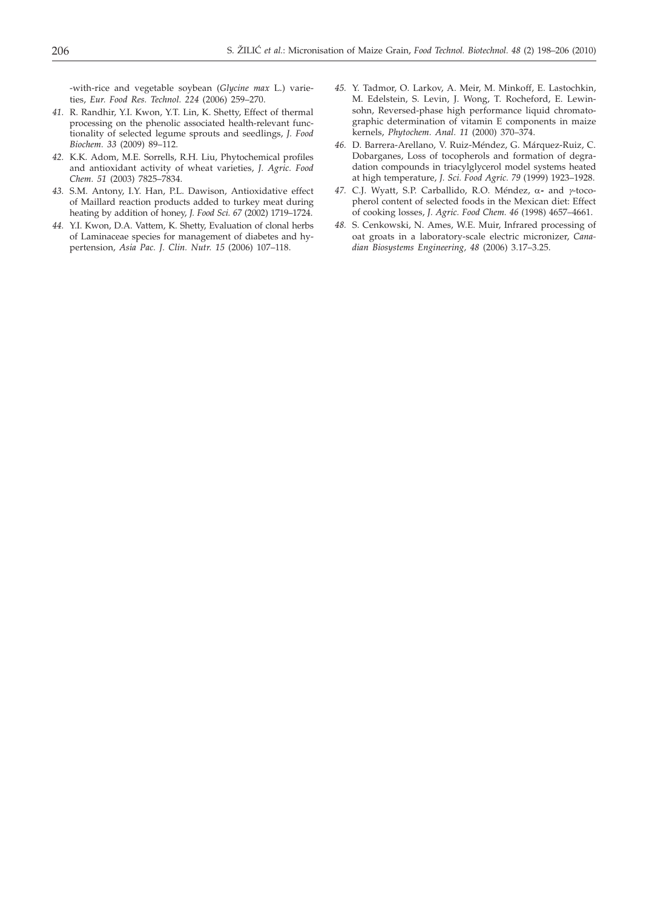-with-rice and vegetable soybean (*Glycine max* L.) varieties, *Eur. Food Res. Technol. 224* (2006) 259–270.

*41.* R. Randhir, Y.I. Kwon, Y.T. Lin, K. Shetty, Effect of thermal processing on the phenolic associated health-relevant functionality of selected legume sprouts and seedlings, *J. Food Biochem. 33* (2009) 89–112.

*42.* K.K. Adom, M.E. Sorrells, R.H. Liu, Phytochemical profiles and antioxidant activity of wheat varieties, *J. Agric. Food Chem. 51* (2003) 7825–7834.

*43.* S.M. Antony, I.Y. Han, P.L. Dawison, Antioxidative effect of Maillard reaction products added to turkey meat during heating by addition of honey, *J. Food Sci. 67* (2002) 1719–1724.

*44.* Y.I. Kwon, D.A. Vattem, K. Shetty, Evaluation of clonal herbs of Laminaceae species for management of diabetes and hypertension, *Asia Pac. J. Clin. Nutr. 15* (2006) 107–118.

*45.* Y. Tadmor, O. Larkov, A. Meir, M. Minkoff, E. Lastochkin, M. Edelstein, S. Levin, J. Wong, T. Rocheford, E. Lewinsohn, Reversed-phase high performance liquid chromatographic determination of vitamin E components in maize kernels, *Phytochem. Anal. 11* (2000) 370–374.

*46.* D. Barrera-Arellano, V. Ruiz-Méndez, G. Márquez-Ruiz, C. Dobarganes, Loss of tocopherols and formation of degradation compounds in triacylglycerol model systems heated at high temperature, *J. Sci. Food Agric. 79* (1999) 1923–1928.

*47.* C.J. Wyatt, S.P. Carballido, R.O. Méndez, $\alpha$- and $\gamma$-tocopherol content of selected foods in the Mexican diet: Effect of cooking losses, *J. Agric. Food Chem. 46* (1998) 4657–4661.

*48.* S. Cenkowski, N. Ames, W.E. Muir, Infrared processing of oat groats in a laboratory-scale electric micronizer, *Canadian Biosystems Engineering, 48* (2006) 3.17–3.25.